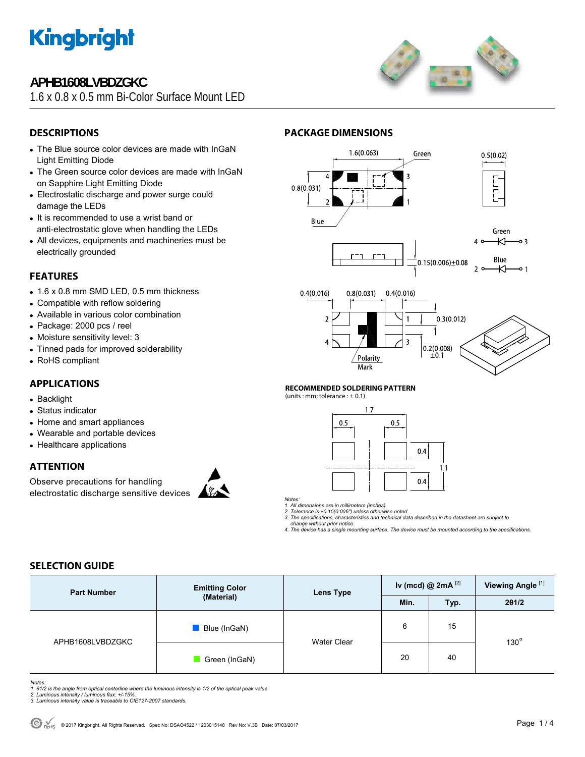# APHB1608LVBDZGKC

1.6 x 0.8 x 0.5 mm Bi-Color Surface Mount LED

## DESCRIPTIONS

- The Blue source color devices are made with InGaN Light Emitting Diode
- The Green source color devices are made with InGaN on Sapphire Light Emitting Diode
- Electrostatic discharge and power surge could damage the LEDs
- It is recommended to use a wrist band or anti-electrostatic glove when handling the LEDs
- All devices, equipments and machineries must be electrically grounded

## FEATURES

- 1.6 x 0.8 mm SMD LED, 0.5 mm thickness
- Compatible with reflow soldering
- Available in various color combination
- Package: 2000 pcs / reel
- Moisture sensitivity level: 3
- Tinned pads for improved solderability
- RoHS compliant

## APPLICATIONS

- Backlight
- Status indicator
- Home and smart appliances
- Wearable and portable devices
- Healthcare applications

## ATTENTION

Observe precautions for handling electrostatic discharge sensitive devices

## PACKAGE DIMENSIONS

### RECOMMENDED SOLDERING PATTERN

(units : mm; tolerance : ± 0.1)

*Notes:*
*1. All dimensions are in millimeters (inches).*
*2. Tolerance is ±0.15(0.006") unless otherwise noted.*
*3. The specifications, characteristics and technical data described in the datasheet are subject to change without prior notice.*
*4. The device has a single mounting surface. The device must be mounted according to the specifications.*

## SELECTION GUIDE

| Part Number | Emitting Color (Material) | Lens Type | Iv (mcd) @ 2mA [2] | | Viewing Angle [1] |
|---|---|---|---|---|---|
| | | | Min. | Typ. | 2θ1/2 |
| APHB1608LVBDZGKC | Blue (InGaN) | Water Clear | 6 | 15 | 130° |
| | Green (InGaN) | | 20 | 40 | |

*Notes:*
*1. θ1/2 is the angle from optical centerline where the luminous intensity is 1/2 of the optical peak value.*
*2. Luminous intensity / luminous flux: +/-15%.*
*3. Luminous intensity value is traceable to CIE127-2007 standards.*

© 2017 Kingbright. All Rights Reserved. Spec No: DSAO4522 / 1203015148 Rev No: V.3B Date: 07/03/2017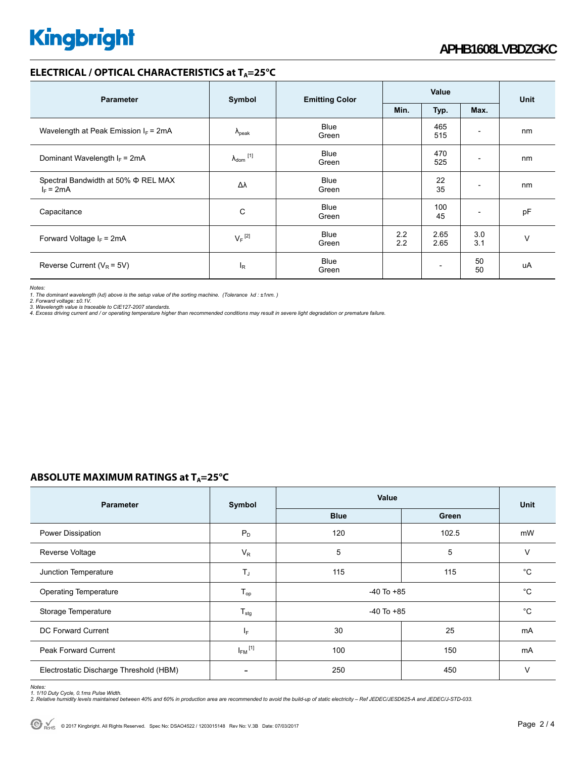## ELECTRICAL / OPTICAL CHARACTERISTICS at $T_A$=25°C

| Parameter | Symbol | Emitting Color | Value | | | Unit |
|---|---|---|---|---|---|---|
| | | | Min. | Typ. | Max. | |
| Wavelength at Peak Emission $I_F$ = 2mA | $\lambda_{peak}$ | Blue<br>Green | | 465<br>515 | - | nm |
| Dominant Wavelength $I_F$ = 2mA | $\lambda_{dom}$ [1] | Blue<br>Green | | 470<br>525 | - | nm |
| Spectral Bandwidth at 50% Φ REL MAX $I_F$ = 2mA | Δλ | Blue<br>Green | | 22<br>35 | - | nm |
| Capacitance | C | Blue<br>Green | | 100<br>45 | - | pF |
| Forward Voltage $I_F$ = 2mA | $V_F$ [2] | Blue<br>Green | 2.2<br>2.2 | 2.65<br>2.65 | 3.0<br>3.1 | V |
| Reverse Current ($V_R$ = 5V) | $I_R$ | Blue<br>Green | | - | 50<br>50 | uA |

*Notes:*
*1. The dominant wavelength (λd) above is the setup value of the sorting machine. (Tolerance λd : ±1nm. )*
*2. Forward voltage: ±0.1V.*
*3. Wavelength value is traceable to CIE127-2007 standards.*
*4. Excess driving current and / or operating temperature higher than recommended conditions may result in severe light degradation or premature failure.*

## ABSOLUTE MAXIMUM RATINGS at $T_A$=25°C

| Parameter | Symbol | Value | | Unit |
|---|---|---|---|---|
| | | Blue | Green | |
| Power Dissipation | $P_D$ | 120 | 102.5 | mW |
| Reverse Voltage | $V_R$ | 5 | 5 | V |
| Junction Temperature | $T_J$ | 115 | 115 | °C |
| Operating Temperature | $T_{op}$ | -40 To +85 | | °C |
| Storage Temperature | $T_{stg}$ | -40 To +85 | | °C |
| DC Forward Current | $I_F$ | 30 | 25 | mA |
| Peak Forward Current | $I_{FM}$ [1] | 100 | 150 | mA |
| Electrostatic Discharge Threshold (HBM) | - | 250 | 450 | V |

*Notes:*
*1. 1/10 Duty Cycle, 0.1ms Pulse Width.*
*2. Relative humidity levels maintained between 40% and 60% in production area are recommended to avoid the build-up of static electricity – Ref JEDEC/JESD625-A and JEDEC/J-STD-033.*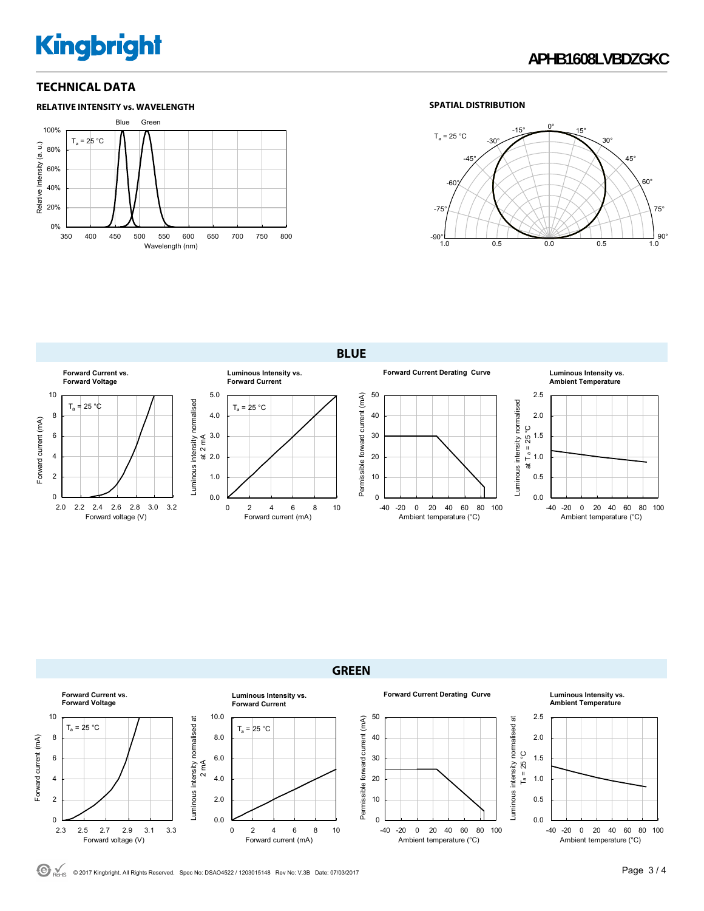## TECHNICAL DATA

### RELATIVE INTENSITY vs. WAVELENGTH

Blue Green

$T_a$ = 25 °C

Relative Intensity (a. u.)

100% 80% 60% 40% 20% 0%

350 400 450 500 550 600 650 700 750 800

Wavelength (nm)

### SPATIAL DISTRIBUTION

$T_a$ = 25 °C

0° 15° 30° 45° 60° 75° 90° -15° -30° -45° -60° -75° -90°

1.0 0.5 0.0 0.5 1.0

## BLUE

**Forward Current vs. Forward Voltage**

$T_a$ = 25 °C

Forward current (mA): 0 2 4 6 8 10

Forward voltage (V): 2.0 2.2 2.4 2.6 2.8 3.0 3.2

**Luminous Intensity vs. Forward Current**

$T_a$ = 25 °C

Luminous intensity normalised at 2 mA: 0.0 1.0 2.0 3.0 4.0 5.0

Forward current (mA): 0 2 4 6 8 10

**Forward Current Derating Curve**

Permissible foward current (mA): 0 10 20 30 40 50

Ambient temperature (°C): -40 -20 0 20 40 60 80 100

**Luminous Intensity vs. Ambient Temperature**

Luminous intensity normalised at $T_a$ = 25 °C: 0.0 0.5 1.0 1.5 2.0 2.5

Ambient temperature (°C): -40 -20 0 20 40 60 80 100

## GREEN

**Forward Current vs. Forward Voltage**

$T_a$ = 25 °C

Forward current (mA): 0 2 4 6 8 10

Forward voltage (V): 2.3 2.5 2.7 2.9 3.1 3.3

**Luminous Intensity vs. Forward Current**

$T_a$ = 25 °C

Luminous intensity normalised at 2 mA: 0.0 2.0 4.0 6.0 8.0 10.0

Forward current (mA): 0 2 4 6 8 10

**Forward Current Derating Curve**

Permissible foward current (mA): 0 10 20 30 40 50

Ambient temperature (°C): -40 -20 0 20 40 60 80 100

**Luminous Intensity vs. Ambient Temperature**

Luminous intensity normalised at $T_a$ = 25 °C: 0.0 0.5 1.0 1.5 2.0 2.5

Ambient temperature (°C): -40 -20 0 20 40 60 80 100

© 2017 Kingbright. All Rights Reserved. Spec No: DSAO4522 / 1203015148 Rev No: V.3B Date: 07/03/2017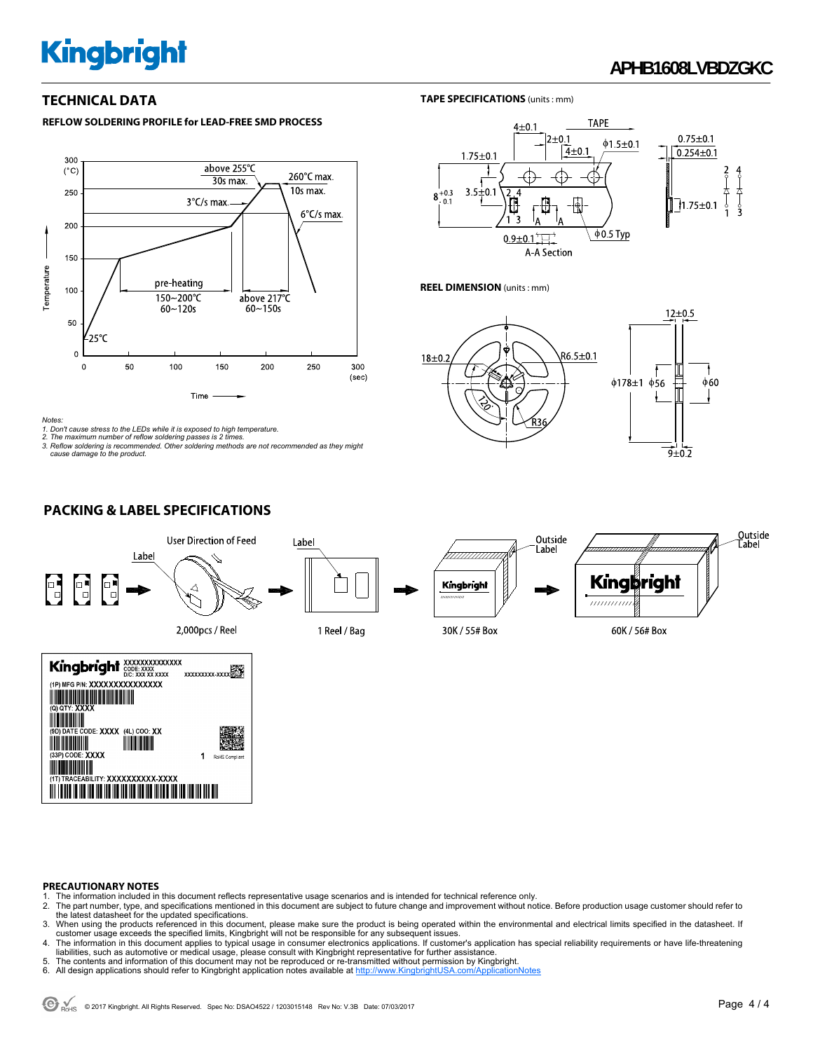# TECHNICAL DATA

### REFLOW SOLDERING PROFILE for LEAD-FREE SMD PROCESS

300
(°C)
250
200
150
100
50
0
Temperature
0 50 100 150 200 250 300 (sec)
Time

above 255°C
30s max.
260°C max.
10s max.
3°C/s max.
6°C/s max.
pre-heating
150~200°C
60~120s
above 217°C
60~150s
25°C

*Notes:*
*1. Don't cause stress to the LEDs while it is exposed to high temperature.*
*2. The maximum number of reflow soldering passes is 2 times.*
*3. Reflow soldering is recommended. Other soldering methods are not recommended as they might cause damage to the product.*

### TAPE SPECIFICATIONS (units : mm)

4±0.1
TAPE
2±0.1
ϕ1.5±0.1
4±0.1
1.75±0.1
0.75±0.1
0.254±0.1
$8^{+0.3}_{-0.1}$
3.5±0.1
2 4
1 3
A A
1.75±0.1
ϕ0.5 Typ
0.9±0.1
A-A Section

### REEL DIMENSION (units : mm)

12±0.5
18±0.2
R6.5±0.1
ϕ178±1
ϕ56
ϕ60
120°
R36
9±0.2

## PACKING & LABEL SPECIFICATIONS

User Direction of Feed
Label
Label
Outside Label
Outside Label

2,000pcs / Reel
1 Reel / Bag
30K / 55# Box
60K / 56# Box

Kingbright XXXXXXXXXXXXXX
CODE: XXXX
D/C: XXX XX XXXX
XXXXXXXXX-XXXX
(1P) MFG P/N: XXXXXXXXXXXXXXX
(Q) QTY: XXXX
(9D) DATE CODE: XXXX (4L) COO: XX
(33P) CODE: XXXX
1 RoHS Compliant
(1T) TRACEABILITY: XXXXXXXXXX-XXXX

### PRECAUTIONARY NOTES

1. The information included in this document reflects representative usage scenarios and is intended for technical reference only.
2. The part number, type, and specifications mentioned in this document are subject to future change and improvement without notice. Before production usage customer should refer to the latest datasheet for the updated specifications.
3. When using the products referenced in this document, please make sure the product is being operated within the environmental and electrical limits specified in the datasheet. If customer usage exceeds the specified limits, Kingbright will not be responsible for any subsequent issues.
4. The information in this document applies to typical usage in consumer electronics applications. If customer's application has special reliability requirements or have life-threatening liabilities, such as automotive or medical usage, please consult with Kingbright representative for further assistance.
5. The contents and information of this document may not be reproduced or re-transmitted without permission by Kingbright.
6. All design applications should refer to Kingbright application notes available at http://www.KingbrightUSA.com/ApplicationNotes

© 2017 Kingbright. All Rights Reserved. Spec No: DSAO4522 / 1203015148 Rev No: V.3B Date: 07/03/2017